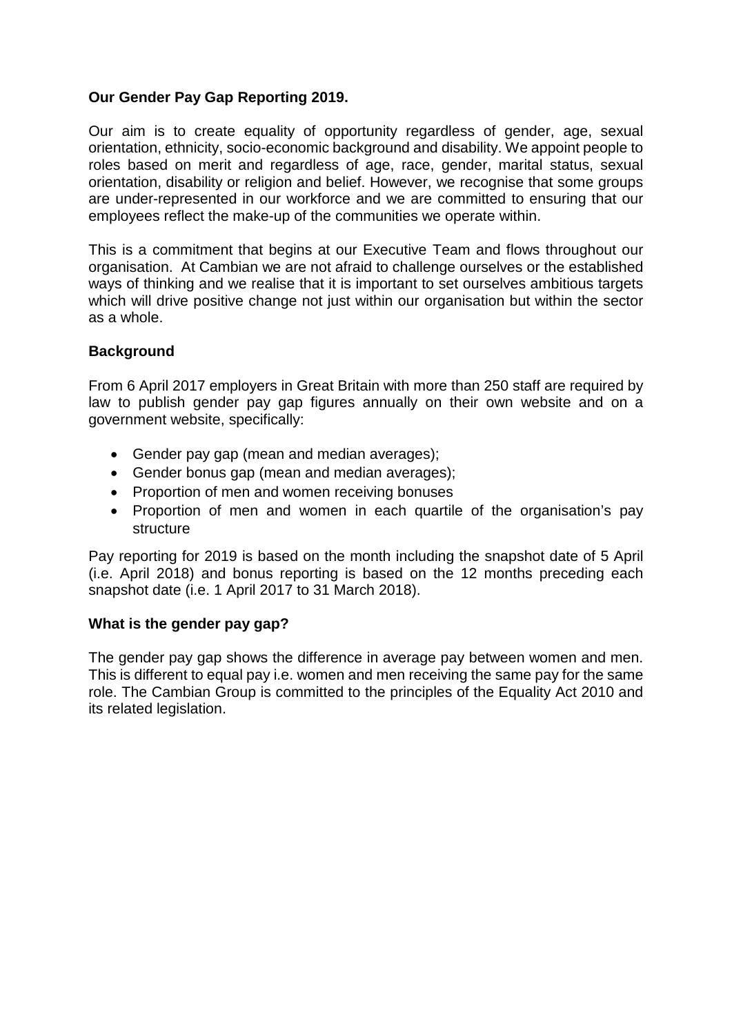**Our Gender Pay Gap Reporting 2019.**

Our aim is to create equality of opportunity regardless of gender, age, sexual orientation, ethnicity, socio-economic background and disability. We appoint people to roles based on merit and regardless of age, race, gender, marital status, sexual orientation, disability or religion and belief. However, we recognise that some groups are under-represented in our workforce and we are committed to ensuring that our employees reflect the make-up of the communities we operate within.

This is a commitment that begins at our Executive Team and flows throughout our organisation. At Cambian we are not afraid to challenge ourselves or the established ways of thinking and we realise that it is important to set ourselves ambitious targets which will drive positive change not just within our organisation but within the sector as a whole.

**Background**

From 6 April 2017 employers in Great Britain with more than 250 staff are required by law to publish gender pay gap figures annually on their own website and on a government website, specifically:

- Gender pay gap (mean and median averages);
- Gender bonus gap (mean and median averages);
- Proportion of men and women receiving bonuses
- Proportion of men and women in each quartile of the organisation's pay structure

Pay reporting for 2019 is based on the month including the snapshot date of 5 April (i.e. April 2018) and bonus reporting is based on the 12 months preceding each snapshot date (i.e. 1 April 2017 to 31 March 2018).

**What is the gender pay gap?**

The gender pay gap shows the difference in average pay between women and men. This is different to equal pay i.e. women and men receiving the same pay for the same role. The Cambian Group is committed to the principles of the Equality Act 2010 and its related legislation.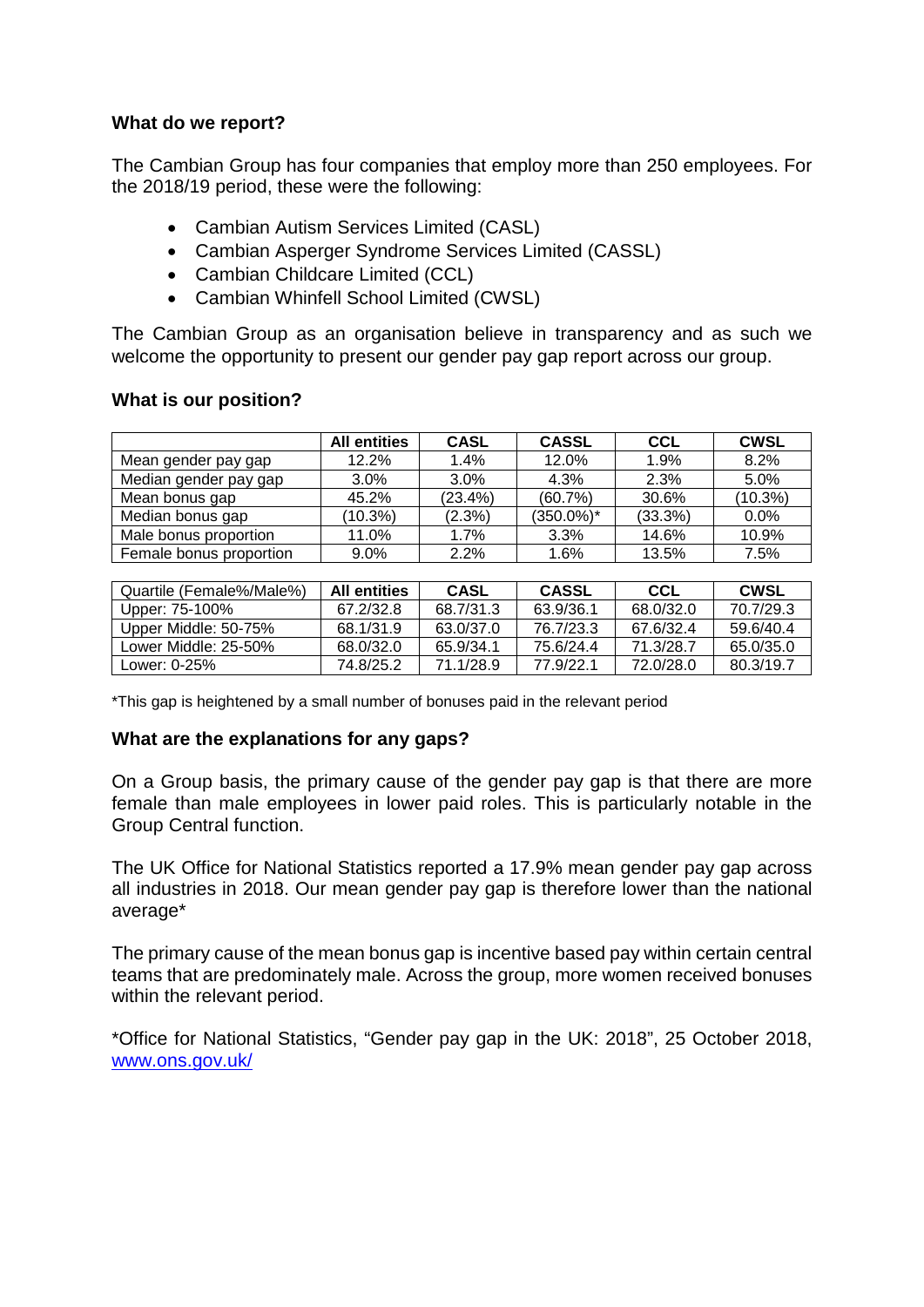### What do we report?

The Cambian Group has four companies that employ more than 250 employees. For the 2018/19 period, these were the following:

- Cambian Autism Services Limited (CASL)
- Cambian Asperger Syndrome Services Limited (CASSL)
- Cambian Childcare Limited (CCL)
- Cambian Whinfell School Limited (CWSL)

The Cambian Group as an organisation believe in transparency and as such we welcome the opportunity to present our gender pay gap report across our group.

### What is our position?

| | All entities | CASL | CASSL | CCL | CWSL |
|---|---|---|---|---|---|
| Mean gender pay gap | 12.2% | 1.4% | 12.0% | 1.9% | 8.2% |
| Median gender pay gap | 3.0% | 3.0% | 4.3% | 2.3% | 5.0% |
| Mean bonus gap | 45.2% | (23.4%) | (60.7%) | 30.6% | (10.3%) |
| Median bonus gap | (10.3%) | (2.3%) | (350.0%)* | (33.3%) | 0.0% |
| Male bonus proportion | 11.0% | 1.7% | 3.3% | 14.6% | 10.9% |
| Female bonus proportion | 9.0% | 2.2% | 1.6% | 13.5% | 7.5% |

| Quartile (Female%/Male%) | All entities | CASL | CASSL | CCL | CWSL |
|---|---|---|---|---|---|
| Upper: 75-100% | 67.2/32.8 | 68.7/31.3 | 63.9/36.1 | 68.0/32.0 | 70.7/29.3 |
| Upper Middle: 50-75% | 68.1/31.9 | 63.0/37.0 | 76.7/23.3 | 67.6/32.4 | 59.6/40.4 |
| Lower Middle: 25-50% | 68.0/32.0 | 65.9/34.1 | 75.6/24.4 | 71.3/28.7 | 65.0/35.0 |
| Lower: 0-25% | 74.8/25.2 | 71.1/28.9 | 77.9/22.1 | 72.0/28.0 | 80.3/19.7 |

*This gap is heightened by a small number of bonuses paid in the relevant period

### What are the explanations for any gaps?

On a Group basis, the primary cause of the gender pay gap is that there are more female than male employees in lower paid roles. This is particularly notable in the Group Central function.

The UK Office for National Statistics reported a 17.9% mean gender pay gap across all industries in 2018. Our mean gender pay gap is therefore lower than the national average*

The primary cause of the mean bonus gap is incentive based pay within certain central teams that are predominately male. Across the group, more women received bonuses within the relevant period.

*Office for National Statistics, "Gender pay gap in the UK: 2018", 25 October 2018, www.ons.gov.uk/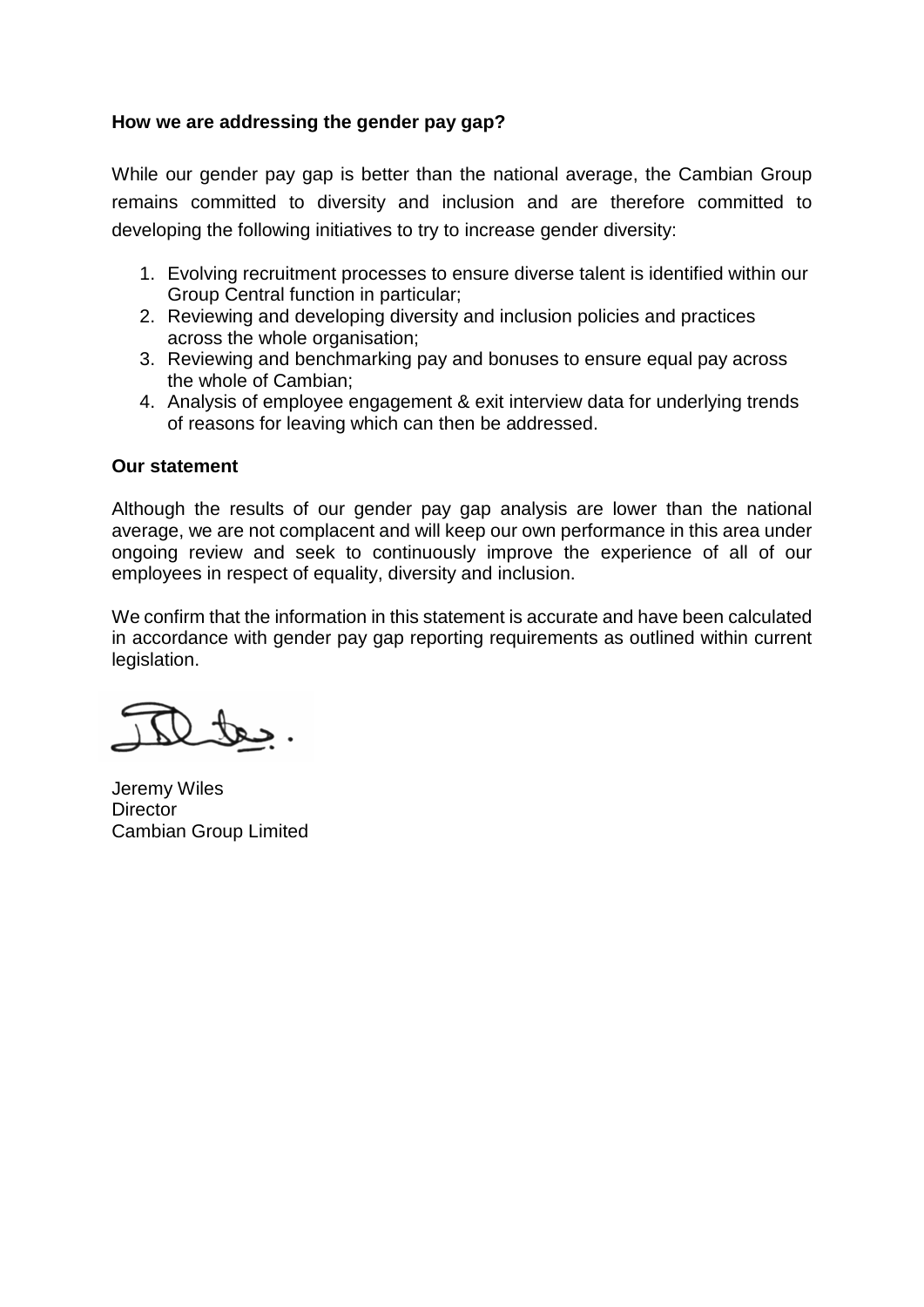**How we are addressing the gender pay gap?**

While our gender pay gap is better than the national average, the Cambian Group remains committed to diversity and inclusion and are therefore committed to developing the following initiatives to try to increase gender diversity:

1. Evolving recruitment processes to ensure diverse talent is identified within our Group Central function in particular;
2. Reviewing and developing diversity and inclusion policies and practices across the whole organisation;
3. Reviewing and benchmarking pay and bonuses to ensure equal pay across the whole of Cambian;
4. Analysis of employee engagement & exit interview data for underlying trends of reasons for leaving which can then be addressed.

**Our statement**

Although the results of our gender pay gap analysis are lower than the national average, we are not complacent and will keep our own performance in this area under ongoing review and seek to continuously improve the experience of all of our employees in respect of equality, diversity and inclusion.

We confirm that the information in this statement is accurate and have been calculated in accordance with gender pay gap reporting requirements as outlined within current legislation.

Jeremy Wiles
Director
Cambian Group Limited